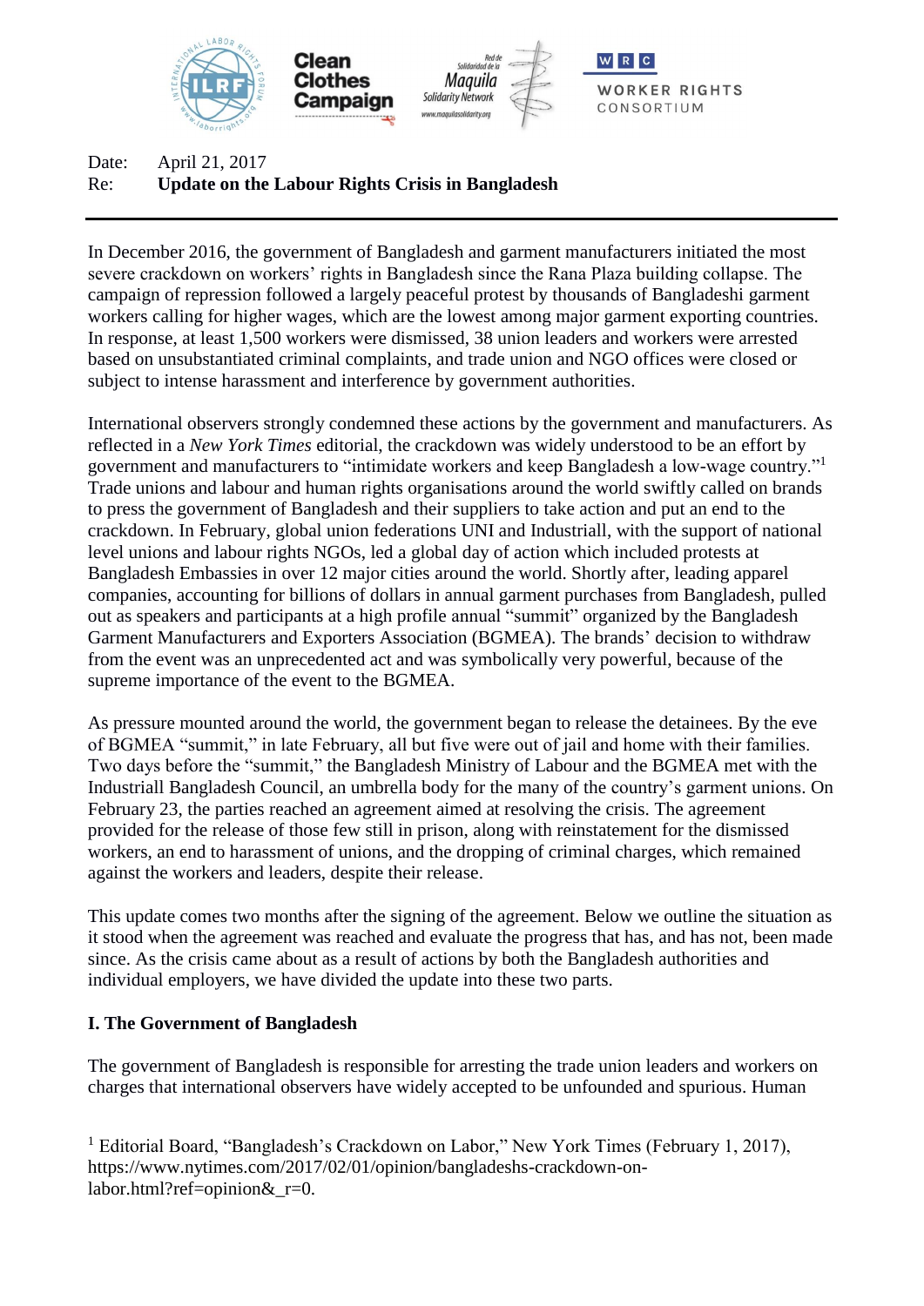Date: April 21, 2017

Re: **Update on the Labour Rights Crisis in Bangladesh**

---

In December 2016, the government of Bangladesh and garment manufacturers initiated the most severe crackdown on workers' rights in Bangladesh since the Rana Plaza building collapse. The campaign of repression followed a largely peaceful protest by thousands of Bangladeshi garment workers calling for higher wages, which are the lowest among major garment exporting countries. In response, at least 1,500 workers were dismissed, 38 union leaders and workers were arrested based on unsubstantiated criminal complaints, and trade union and NGO offices were closed or subject to intense harassment and interference by government authorities.

International observers strongly condemned these actions by the government and manufacturers. As reflected in a *New York Times* editorial, the crackdown was widely understood to be an effort by government and manufacturers to "intimidate workers and keep Bangladesh a low-wage country."[1] Trade unions and labour and human rights organisations around the world swiftly called on brands to press the government of Bangladesh and their suppliers to take action and put an end to the crackdown. In February, global union federations UNI and Industriall, with the support of national level unions and labour rights NGOs, led a global day of action which included protests at Bangladesh Embassies in over 12 major cities around the world. Shortly after, leading apparel companies, accounting for billions of dollars in annual garment purchases from Bangladesh, pulled out as speakers and participants at a high profile annual "summit" organized by the Bangladesh Garment Manufacturers and Exporters Association (BGMEA). The brands' decision to withdraw from the event was an unprecedented act and was symbolically very powerful, because of the supreme importance of the event to the BGMEA.

As pressure mounted around the world, the government began to release the detainees. By the eve of BGMEA "summit," in late February, all but five were out of jail and home with their families. Two days before the "summit," the Bangladesh Ministry of Labour and the BGMEA met with the Industriall Bangladesh Council, an umbrella body for the many of the country's garment unions. On February 23, the parties reached an agreement aimed at resolving the crisis. The agreement provided for the release of those few still in prison, along with reinstatement for the dismissed workers, an end to harassment of unions, and the dropping of criminal charges, which remained against the workers and leaders, despite their release.

This update comes two months after the signing of the agreement. Below we outline the situation as it stood when the agreement was reached and evaluate the progress that has, and has not, been made since. As the crisis came about as a result of actions by both the Bangladesh authorities and individual employers, we have divided the update into these two parts.

## I. The Government of Bangladesh

The government of Bangladesh is responsible for arresting the trade union leaders and workers on charges that international observers have widely accepted to be unfounded and spurious. Human

[1] Editorial Board, "Bangladesh's Crackdown on Labor," New York Times (February 1, 2017), https://www.nytimes.com/2017/02/01/opinion/bangladeshs-crackdown-on-labor.html?ref=opinion&_r=0.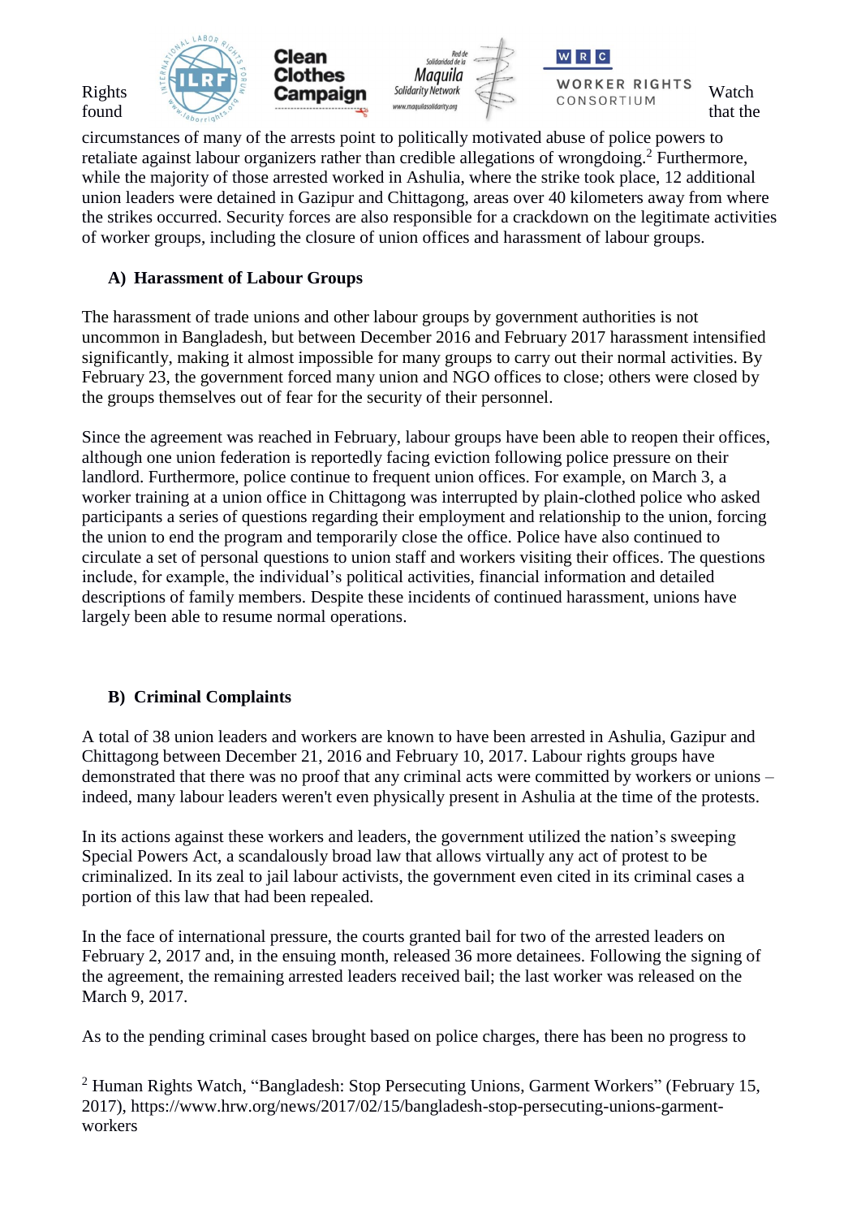Rights Watch found that the circumstances of many of the arrests point to politically motivated abuse of police powers to retaliate against labour organizers rather than credible allegations of wrongdoing.[2] Furthermore, while the majority of those arrested worked in Ashulia, where the strike took place, 12 additional union leaders were detained in Gazipur and Chittagong, areas over 40 kilometers away from where the strikes occurred. Security forces are also responsible for a crackdown on the legitimate activities of worker groups, including the closure of union offices and harassment of labour groups.

### A) Harassment of Labour Groups

The harassment of trade unions and other labour groups by government authorities is not uncommon in Bangladesh, but between December 2016 and February 2017 harassment intensified significantly, making it almost impossible for many groups to carry out their normal activities. By February 23, the government forced many union and NGO offices to close; others were closed by the groups themselves out of fear for the security of their personnel.

Since the agreement was reached in February, labour groups have been able to reopen their offices, although one union federation is reportedly facing eviction following police pressure on their landlord. Furthermore, police continue to frequent union offices. For example, on March 3, a worker training at a union office in Chittagong was interrupted by plain-clothed police who asked participants a series of questions regarding their employment and relationship to the union, forcing the union to end the program and temporarily close the office. Police have also continued to circulate a set of personal questions to union staff and workers visiting their offices. The questions include, for example, the individual's political activities, financial information and detailed descriptions of family members. Despite these incidents of continued harassment, unions have largely been able to resume normal operations.

### B) Criminal Complaints

A total of 38 union leaders and workers are known to have been arrested in Ashulia, Gazipur and Chittagong between December 21, 2016 and February 10, 2017. Labour rights groups have demonstrated that there was no proof that any criminal acts were committed by workers or unions – indeed, many labour leaders weren't even physically present in Ashulia at the time of the protests.

In its actions against these workers and leaders, the government utilized the nation's sweeping Special Powers Act, a scandalously broad law that allows virtually any act of protest to be criminalized. In its zeal to jail labour activists, the government even cited in its criminal cases a portion of this law that had been repealed.

In the face of international pressure, the courts granted bail for two of the arrested leaders on February 2, 2017 and, in the ensuing month, released 36 more detainees. Following the signing of the agreement, the remaining arrested leaders received bail; the last worker was released on the March 9, 2017.

As to the pending criminal cases brought based on police charges, there has been no progress to

[2] Human Rights Watch, "Bangladesh: Stop Persecuting Unions, Garment Workers" (February 15, 2017), https://www.hrw.org/news/2017/02/15/bangladesh-stop-persecuting-unions-garment-workers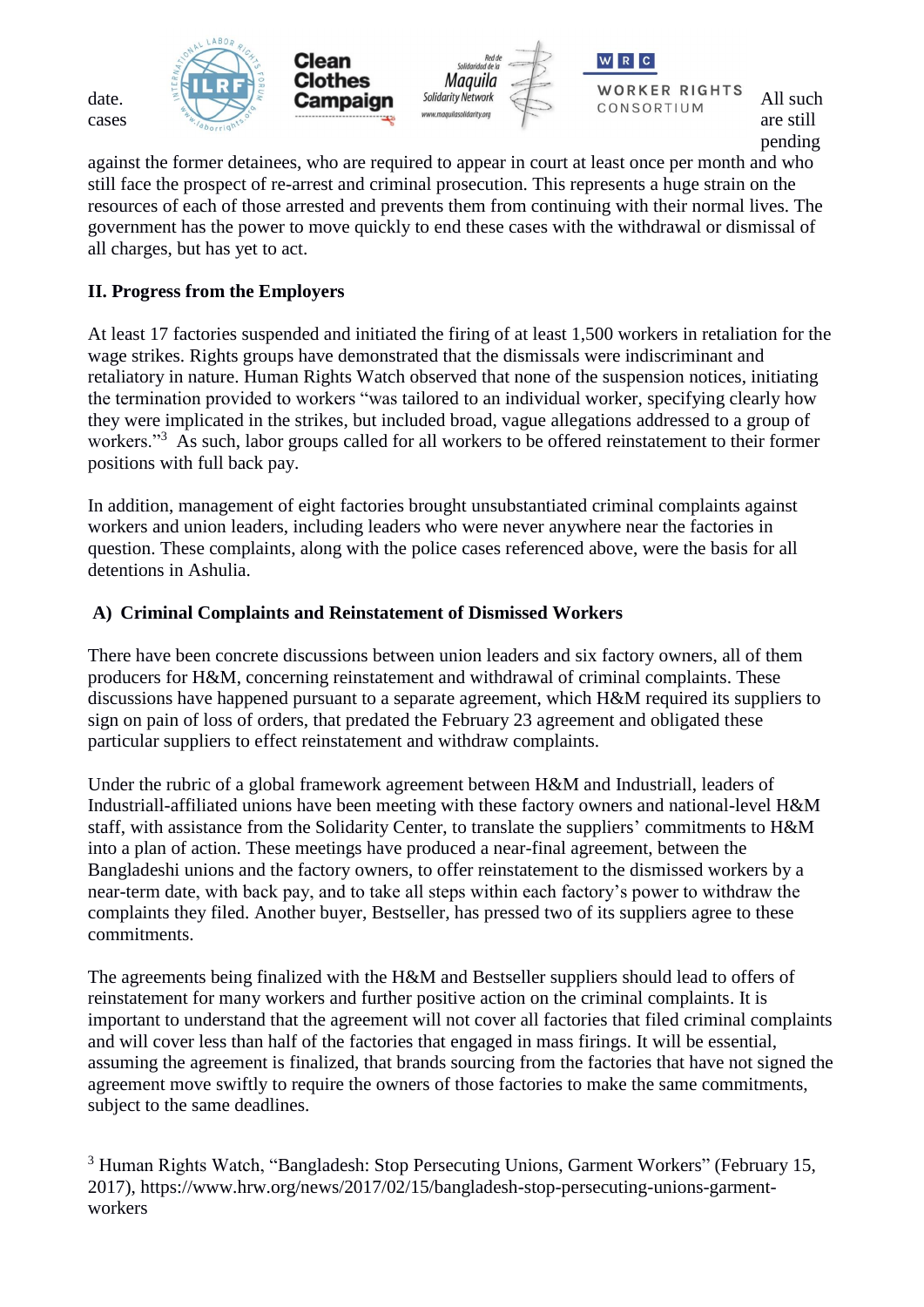date. All such cases are still pending against the former detainees, who are required to appear in court at least once per month and who still face the prospect of re-arrest and criminal prosecution. This represents a huge strain on the resources of each of those arrested and prevents them from continuing with their normal lives. The government has the power to move quickly to end these cases with the withdrawal or dismissal of all charges, but has yet to act.

## II. Progress from the Employers

At least 17 factories suspended and initiated the firing of at least 1,500 workers in retaliation for the wage strikes. Rights groups have demonstrated that the dismissals were indiscriminant and retaliatory in nature. Human Rights Watch observed that none of the suspension notices, initiating the termination provided to workers "was tailored to an individual worker, specifying clearly how they were implicated in the strikes, but included broad, vague allegations addressed to a group of workers."[3] As such, labor groups called for all workers to be offered reinstatement to their former positions with full back pay.

In addition, management of eight factories brought unsubstantiated criminal complaints against workers and union leaders, including leaders who were never anywhere near the factories in question. These complaints, along with the police cases referenced above, were the basis for all detentions in Ashulia.

### A) Criminal Complaints and Reinstatement of Dismissed Workers

There have been concrete discussions between union leaders and six factory owners, all of them producers for H&M, concerning reinstatement and withdrawal of criminal complaints. These discussions have happened pursuant to a separate agreement, which H&M required its suppliers to sign on pain of loss of orders, that predated the February 23 agreement and obligated these particular suppliers to effect reinstatement and withdraw complaints.

Under the rubric of a global framework agreement between H&M and Industriall, leaders of Industriall-affiliated unions have been meeting with these factory owners and national-level H&M staff, with assistance from the Solidarity Center, to translate the suppliers' commitments to H&M into a plan of action. These meetings have produced a near-final agreement, between the Bangladeshi unions and the factory owners, to offer reinstatement to the dismissed workers by a near-term date, with back pay, and to take all steps within each factory's power to withdraw the complaints they filed. Another buyer, Bestseller, has pressed two of its suppliers agree to these commitments.

The agreements being finalized with the H&M and Bestseller suppliers should lead to offers of reinstatement for many workers and further positive action on the criminal complaints. It is important to understand that the agreement will not cover all factories that filed criminal complaints and will cover less than half of the factories that engaged in mass firings. It will be essential, assuming the agreement is finalized, that brands sourcing from the factories that have not signed the agreement move swiftly to require the owners of those factories to make the same commitments, subject to the same deadlines.

[3] Human Rights Watch, "Bangladesh: Stop Persecuting Unions, Garment Workers" (February 15, 2017), https://www.hrw.org/news/2017/02/15/bangladesh-stop-persecuting-unions-garment-workers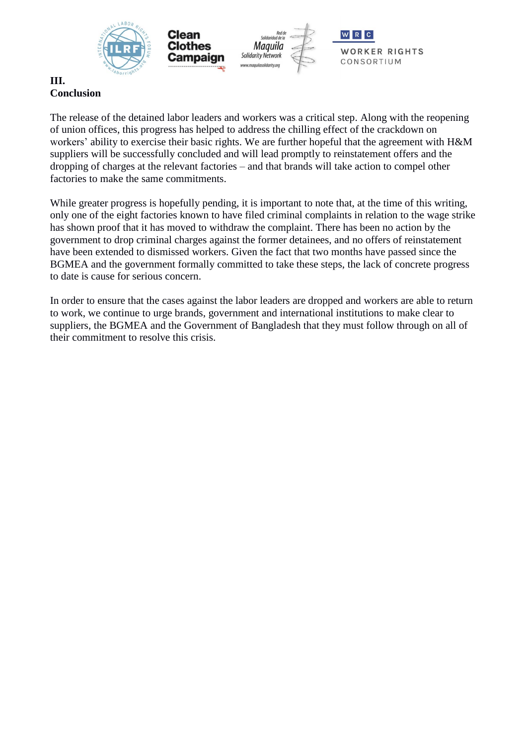## III. Conclusion

The release of the detained labor leaders and workers was a critical step. Along with the reopening of union offices, this progress has helped to address the chilling effect of the crackdown on workers' ability to exercise their basic rights. We are further hopeful that the agreement with H&M suppliers will be successfully concluded and will lead promptly to reinstatement offers and the dropping of charges at the relevant factories – and that brands will take action to compel other factories to make the same commitments.

While greater progress is hopefully pending, it is important to note that, at the time of this writing, only one of the eight factories known to have filed criminal complaints in relation to the wage strike has shown proof that it has moved to withdraw the complaint. There has been no action by the government to drop criminal charges against the former detainees, and no offers of reinstatement have been extended to dismissed workers. Given the fact that two months have passed since the BGMEA and the government formally committed to take these steps, the lack of concrete progress to date is cause for serious concern.

In order to ensure that the cases against the labor leaders are dropped and workers are able to return to work, we continue to urge brands, government and international institutions to make clear to suppliers, the BGMEA and the Government of Bangladesh that they must follow through on all of their commitment to resolve this crisis.